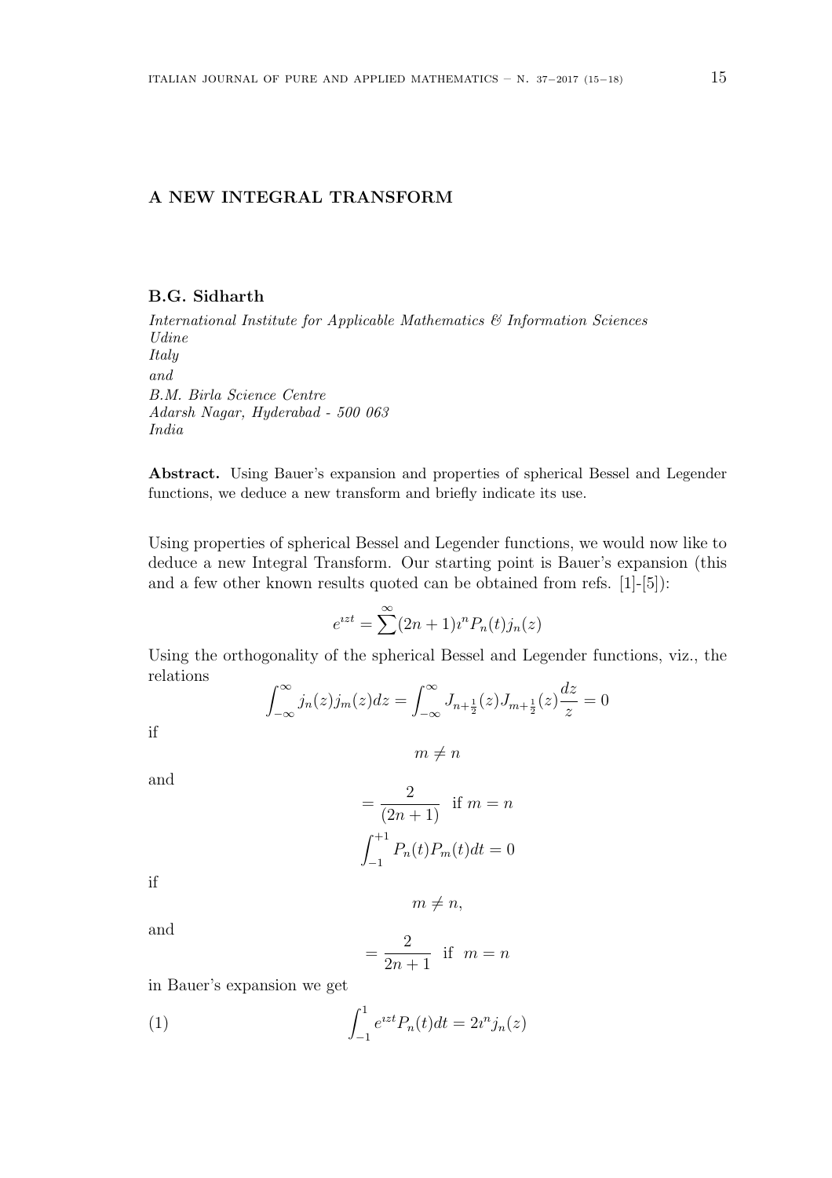## A NEW INTEGRAL TRANSFORM

**B.G. Sidharth**

*International Institute for Applicable Mathematics & Information Sciences*
*Udine*
*Italy*
*and*
*B.M. Birla Science Centre*
*Adarsh Nagar, Hyderabad - 500 063*
*India*

**Abstract.** Using Bauer's expansion and properties of spherical Bessel and Legender functions, we deduce a new transform and briefly indicate its use.

Using properties of spherical Bessel and Legender functions, we would now like to deduce a new Integral Transform. Our starting point is Bauer's expansion (this and a few other known results quoted can be obtained from refs. [1]-[5]):

$$e^{\imath zt} = \sum^{\infty}(2n+1)\imath^n P_n(t) j_n(z)$$

Using the orthogonality of the spherical Bessel and Legender functions, viz., the relations

$$\int_{-\infty}^{\infty} j_n(z) j_m(z) dz = \int_{-\infty}^{\infty} J_{n+\frac{1}{2}}(z) J_{m+\frac{1}{2}}(z) \frac{dz}{z} = 0$$

if

$$m \neq n$$

and

$$= \frac{2}{(2n+1)} \quad \text{if } m = n$$

$$\int_{-1}^{+1} P_n(t) P_m(t) dt = 0$$

if

$$m \neq n,$$

and

$$= \frac{2}{2n+1} \quad \text{if } \; m = n$$

in Bauer's expansion we get

$$\int_{-1}^{1} e^{\imath zt} P_n(t) dt = 2\imath^n j_n(z) \tag{1}$$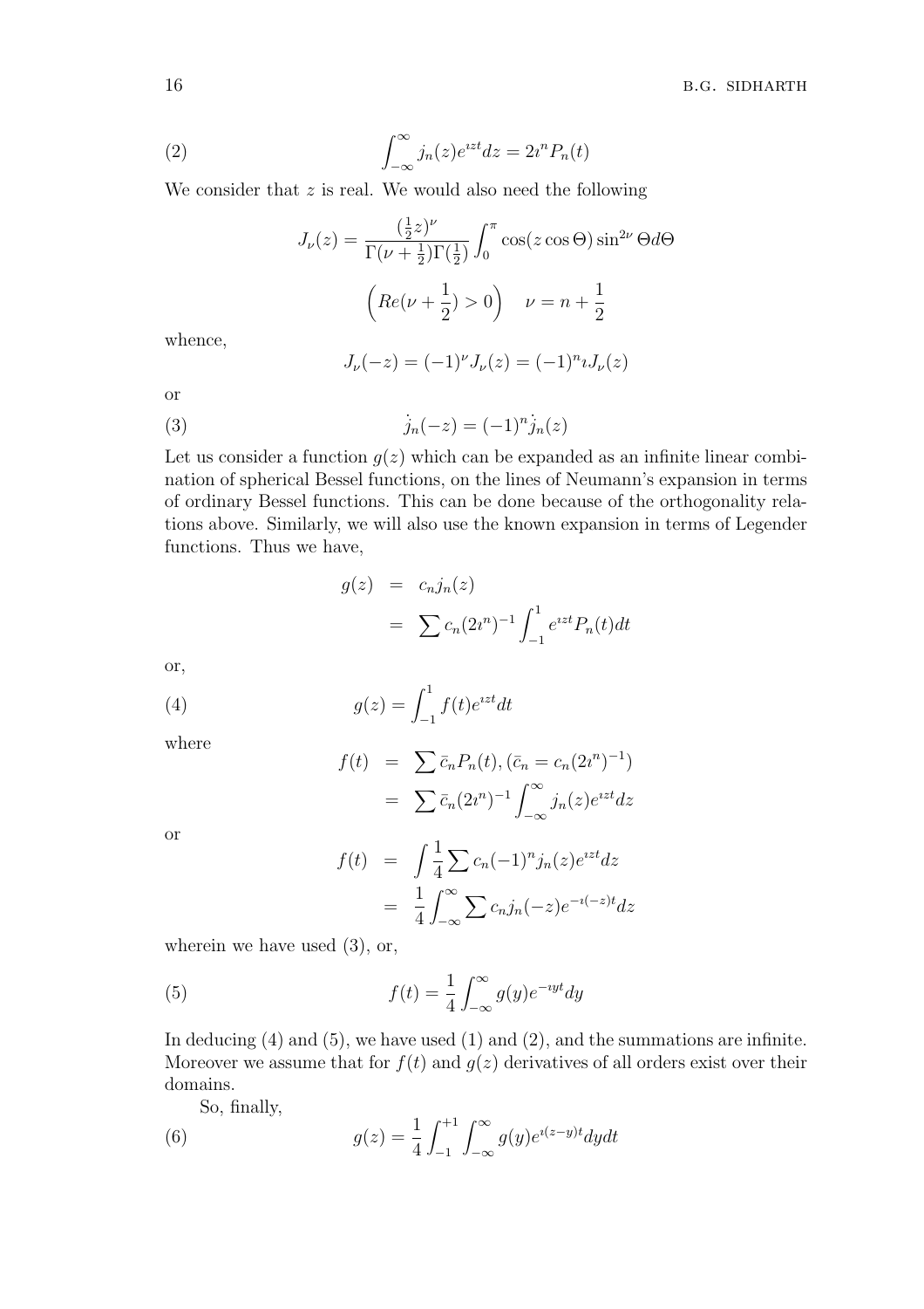$$\int_{-\infty}^{\infty} j_n(z) e^{\imath zt} dz = 2\imath^n P_n(t) \tag{2}$$

We consider that $z$ is real. We would also need the following

$$J_\nu(z) = \frac{(\frac{1}{2}z)^\nu}{\Gamma(\nu + \frac{1}{2})\Gamma(\frac{1}{2})} \int_0^\pi \cos(z \cos \Theta) \sin^{2\nu} \Theta d\Theta$$

$$\left( Re(\nu + \frac{1}{2}) > 0 \right) \quad \nu = n + \frac{1}{2}$$

whence,

$$J_\nu(-z) = (-1)^\nu J_\nu(z) = (-1)^n \imath J_\nu(z)$$

or

$$\dot{j}_n(-z) = (-1)^n \dot{j}_n(z) \tag{3}$$

Let us consider a function $g(z)$ which can be expanded as an infinite linear combination of spherical Bessel functions, on the lines of Neumann's expansion in terms of ordinary Bessel functions. This can be done because of the orthogonality relations above. Similarly, we will also use the known expansion in terms of Legender functions. Thus we have,

$$\begin{aligned} g(z) &= c_n j_n(z) \\ &= \sum c_n (2\imath^n)^{-1} \int_{-1}^{1} e^{\imath zt} P_n(t) dt \end{aligned}$$

or,

$$g(z) = \int_{-1}^{1} f(t) e^{\imath zt} dt \tag{4}$$

where

$$\begin{aligned} f(t) &= \sum \bar{c}_n P_n(t), (\bar{c}_n = c_n (2\imath^n)^{-1}) \\ &= \sum \bar{c}_n (2\imath^n)^{-1} \int_{-\infty}^{\infty} j_n(z) e^{\imath zt} dz \end{aligned}$$

or

$$\begin{aligned} f(t) &= \int \frac{1}{4} \sum c_n (-1)^n j_n(z) e^{\imath zt} dz \\ &= \frac{1}{4} \int_{-\infty}^{\infty} \sum c_n j_n(-z) e^{-\imath(-z)t} dz \end{aligned}$$

wherein we have used (3), or,

$$f(t) = \frac{1}{4} \int_{-\infty}^{\infty} g(y) e^{-\imath yt} dy \tag{5}$$

In deducing (4) and (5), we have used (1) and (2), and the summations are infinite. Moreover we assume that for $f(t)$ and $g(z)$ derivatives of all orders exist over their domains.

So, finally,

$$g(z) = \frac{1}{4} \int_{-1}^{+1} \int_{-\infty}^{\infty} g(y) e^{\imath(z-y)t} dy dt \tag{6}$$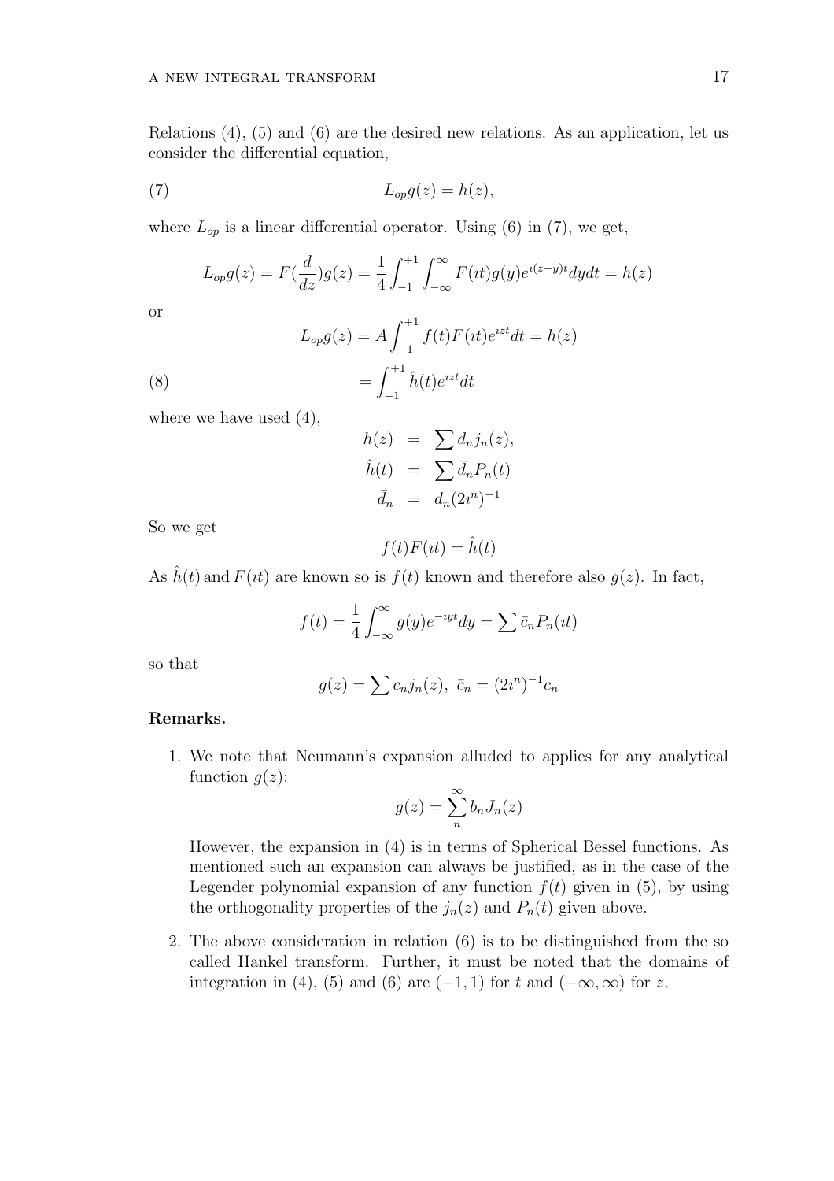Relations (4), (5) and (6) are the desired new relations. As an application, let us consider the differential equation,

$$L_{op} g(z) = h(z), \tag{7}$$

where $L_{op}$ is a linear differential operator. Using (6) in (7), we get,

$$L_{op} g(z) = F(\frac{d}{dz}) g(z) = \frac{1}{4} \int_{-1}^{+1} \int_{-\infty}^{\infty} F(\imath t) g(y) e^{\imath (z-y)t} dy dt = h(z)$$

or

$$L_{op} g(z) = A \int_{-1}^{+1} f(t) F(\imath t) e^{\imath z t} dt = h(z)$$

$$= \int_{-1}^{+1} \hat{h}(t) e^{\imath z t} dt \tag{8}$$

where we have used (4),

$$\begin{aligned} h(z) &= \sum d_n j_n(z), \\ \hat{h}(t) &= \sum \bar{d}_n P_n(t) \\ \bar{d}_n &= d_n (2\imath^n)^{-1} \end{aligned}$$

So we get

$$f(t) F(\imath t) = \hat{h}(t)$$

As $\hat{h}(t)$ and $F(\imath t)$ are known so is $f(t)$ known and therefore also $g(z)$. In fact,

$$f(t) = \frac{1}{4} \int_{-\infty}^{\infty} g(y) e^{-\imath y t} dy = \sum \bar{c}_n P_n(\imath t)$$

so that

$$g(z) = \sum c_n j_n(z), \ \bar{c}_n = (2\imath^n)^{-1} c_n$$

**Remarks.**

1. We note that Neumann's expansion alluded to applies for any analytical function $g(z)$:

$$g(z) = \sum_{n}^{\infty} b_n J_n(z)$$

   However, the expansion in (4) is in terms of Spherical Bessel functions. As mentioned such an expansion can always be justified, as in the case of the Legender polynomial expansion of any function $f(t)$ given in (5), by using the orthogonality properties of the $j_n(z)$ and $P_n(t)$ given above.

2. The above consideration in relation (6) is to be distinguished from the so called Hankel transform. Further, it must be noted that the domains of integration in (4), (5) and (6) are $(-1, 1)$ for $t$ and $(-\infty, \infty)$ for $z$.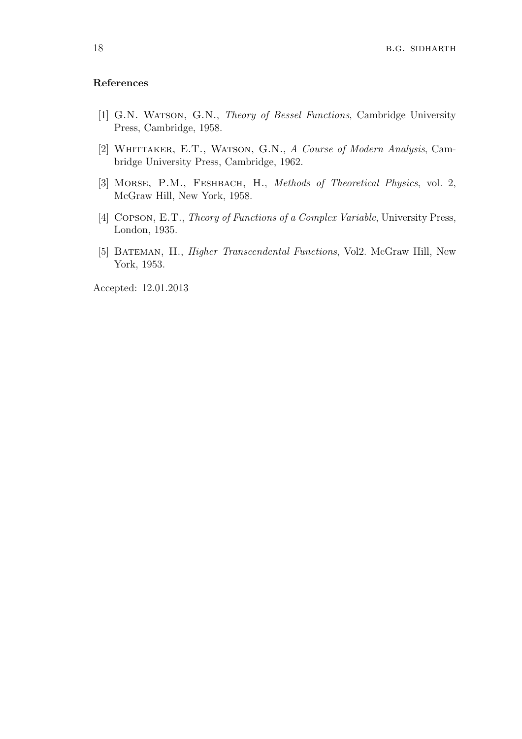## References

[1] G.N. Watson, G.N., *Theory of Bessel Functions*, Cambridge University Press, Cambridge, 1958.

[2] Whittaker, E.T., Watson, G.N., *A Course of Modern Analysis*, Cambridge University Press, Cambridge, 1962.

[3] Morse, P.M., Feshbach, H., *Methods of Theoretical Physics*, vol. 2, McGraw Hill, New York, 1958.

[4] Copson, E.T., *Theory of Functions of a Complex Variable*, University Press, London, 1935.

[5] Bateman, H., *Higher Transcendental Functions*, Vol2. McGraw Hill, New York, 1953.

Accepted: 12.01.2013